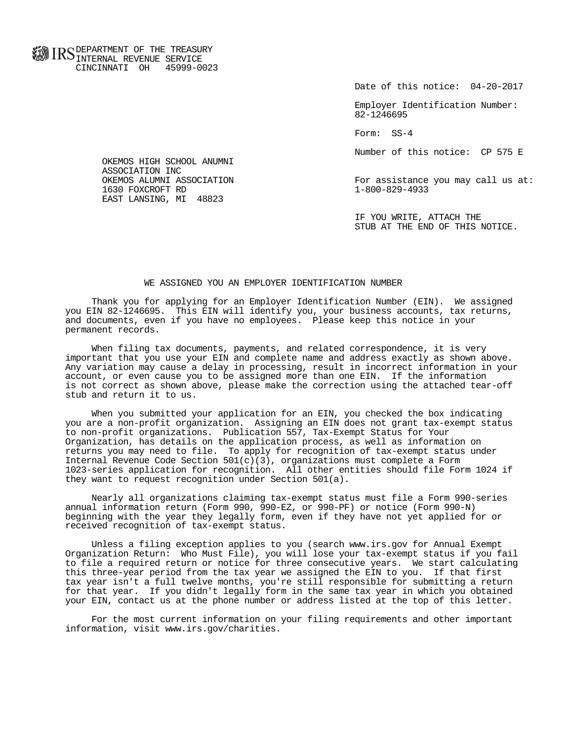DEPARTMENT OF THE TREASURY
INTERNAL REVENUE SERVICE
CINCINNATI OH 45999-0023

Date of this notice: 04-20-2017

Employer Identification Number:
82-1246695

Form: SS-4

Number of this notice: CP 575 E

OKEMOS HIGH SCHOOL ANUMNI
ASSOCIATION INC
OKEMOS ALUMNI ASSOCIATION
1630 FOXCROFT RD
EAST LANSING, MI 48823

For assistance you may call us at:
1-800-829-4933

IF YOU WRITE, ATTACH THE
STUB AT THE END OF THIS NOTICE.

## WE ASSIGNED YOU AN EMPLOYER IDENTIFICATION NUMBER

Thank you for applying for an Employer Identification Number (EIN). We assigned you EIN 82-1246695. This EIN will identify you, your business accounts, tax returns, and documents, even if you have no employees. Please keep this notice in your permanent records.

When filing tax documents, payments, and related correspondence, it is very important that you use your EIN and complete name and address exactly as shown above. Any variation may cause a delay in processing, result in incorrect information in your account, or even cause you to be assigned more than one EIN. If the information is not correct as shown above, please make the correction using the attached tear-off stub and return it to us.

When you submitted your application for an EIN, you checked the box indicating you are a non-profit organization. Assigning an EIN does not grant tax-exempt status to non-profit organizations. Publication 557, Tax-Exempt Status for Your Organization, has details on the application process, as well as information on returns you may need to file. To apply for recognition of tax-exempt status under Internal Revenue Code Section 501(c)(3), organizations must complete a Form 1023-series application for recognition. All other entities should file Form 1024 if they want to request recognition under Section 501(a).

Nearly all organizations claiming tax-exempt status must file a Form 990-series annual information return (Form 990, 990-EZ, or 990-PF) or notice (Form 990-N) beginning with the year they legally form, even if they have not yet applied for or received recognition of tax-exempt status.

Unless a filing exception applies to you (search www.irs.gov for Annual Exempt Organization Return: Who Must File), you will lose your tax-exempt status if you fail to file a required return or notice for three consecutive years. We start calculating this three-year period from the tax year we assigned the EIN to you. If that first tax year isn't a full twelve months, you're still responsible for submitting a return for that year. If you didn't legally form in the same tax year in which you obtained your EIN, contact us at the phone number or address listed at the top of this letter.

For the most current information on your filing requirements and other important information, visit www.irs.gov/charities.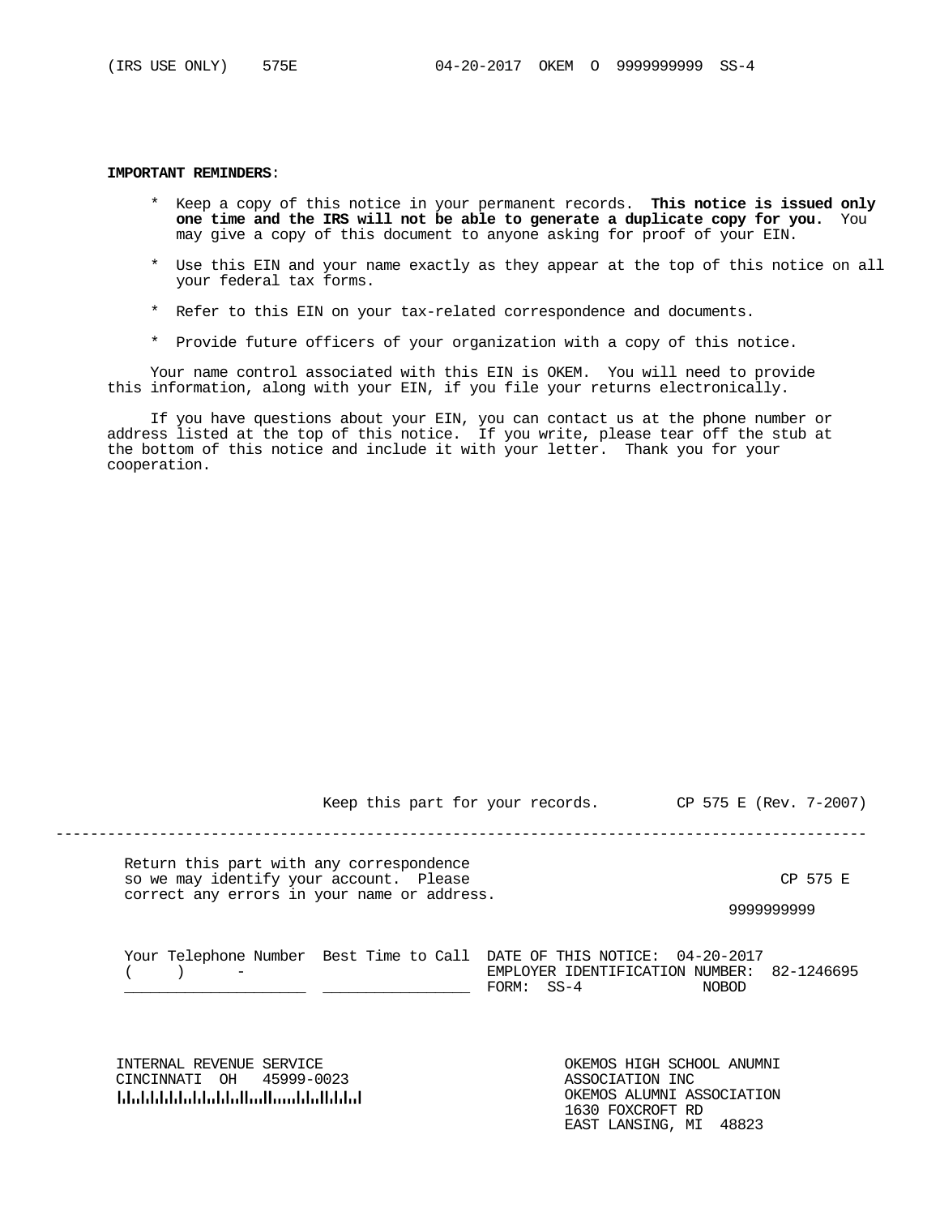(IRS USE ONLY) 575E 04-20-2017 OKEM O 9999999999 SS-4

**IMPORTANT REMINDERS**:

* Keep a copy of this notice in your permanent records. **This notice is issued only one time and the IRS will not be able to generate a duplicate copy for you.** You may give a copy of this document to anyone asking for proof of your EIN.
* Use this EIN and your name exactly as they appear at the top of this notice on all your federal tax forms.
* Refer to this EIN on your tax-related correspondence and documents.
* Provide future officers of your organization with a copy of this notice.

Your name control associated with this EIN is OKEM. You will need to provide this information, along with your EIN, if you file your returns electronically.

If you have questions about your EIN, you can contact us at the phone number or address listed at the top of this notice. If you write, please tear off the stub at the bottom of this notice and include it with your letter. Thank you for your cooperation.

Keep this part for your records. CP 575 E (Rev. 7-2007)

---

Return this part with any correspondence so we may identify your account. Please correct any errors in your name or address.

CP 575 E

9999999999

Your Telephone Number ( ) - ____________________

Best Time to Call ________________

DATE OF THIS NOTICE: 04-20-2017
EMPLOYER IDENTIFICATION NUMBER: 82-1246695
FORM: SS-4 NOBOD

INTERNAL REVENUE SERVICE
CINCINNATI OH 45999-0023

OKEMOS HIGH SCHOOL ANUMNI
ASSOCIATION INC
OKEMOS ALUMNI ASSOCIATION
1630 FOXCROFT RD
EAST LANSING, MI 48823